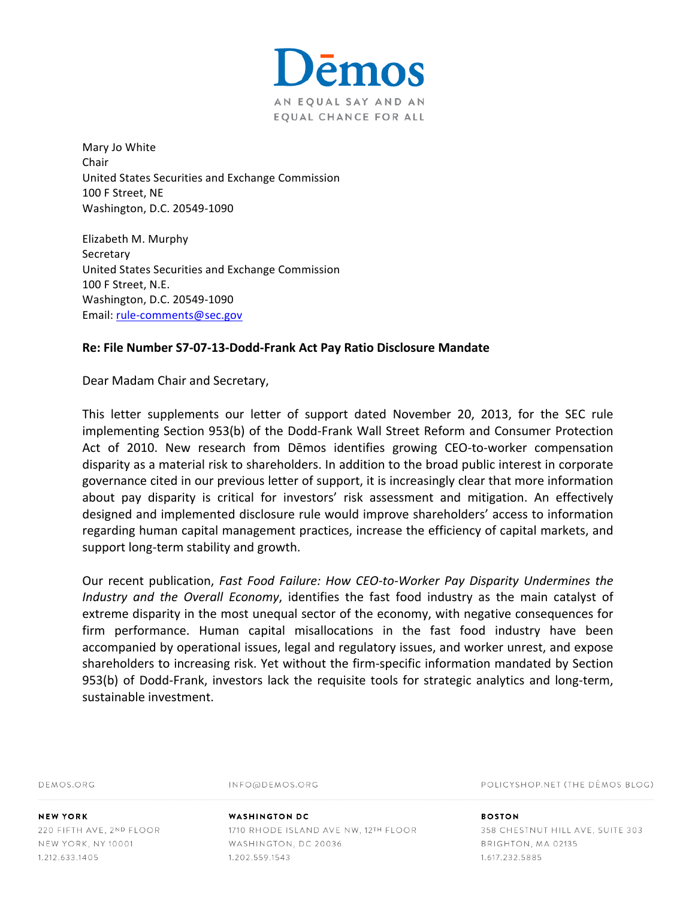**Dēmos**

AN EQUAL SAY AND AN EQUAL CHANCE FOR ALL

Mary Jo White
Chair
United States Securities and Exchange Commission
100 F Street, NE
Washington, D.C. 20549-1090

Elizabeth M. Murphy
Secretary
United States Securities and Exchange Commission
100 F Street, N.E.
Washington, D.C. 20549-1090
Email: rule-comments@sec.gov

**Re: File Number S7-07-13-Dodd-Frank Act Pay Ratio Disclosure Mandate**

Dear Madam Chair and Secretary,

This letter supplements our letter of support dated November 20, 2013, for the SEC rule implementing Section 953(b) of the Dodd-Frank Wall Street Reform and Consumer Protection Act of 2010. New research from Dēmos identifies growing CEO-to-worker compensation disparity as a material risk to shareholders. In addition to the broad public interest in corporate governance cited in our previous letter of support, it is increasingly clear that more information about pay disparity is critical for investors' risk assessment and mitigation. An effectively designed and implemented disclosure rule would improve shareholders' access to information regarding human capital management practices, increase the efficiency of capital markets, and support long-term stability and growth.

Our recent publication, *Fast Food Failure: How CEO-to-Worker Pay Disparity Undermines the Industry and the Overall Economy*, identifies the fast food industry as the main catalyst of extreme disparity in the most unequal sector of the economy, with negative consequences for firm performance. Human capital misallocations in the fast food industry have been accompanied by operational issues, legal and regulatory issues, and worker unrest, and expose shareholders to increasing risk. Yet without the firm-specific information mandated by Section 953(b) of Dodd-Frank, investors lack the requisite tools for strategic analytics and long-term, sustainable investment.

DEMOS.ORG INFO@DEMOS.ORG POLICYSHOP.NET (THE DĒMOS BLOG)

**NEW YORK**
220 FIFTH AVE, 2ND FLOOR
NEW YORK, NY 10001
1.212.633.1405

**WASHINGTON DC**
1710 RHODE ISLAND AVE NW, 12TH FLOOR
WASHINGTON, DC 20036
1.202.559.1543

**BOSTON**
358 CHESTNUT HILL AVE, SUITE 303
BRIGHTON, MA 02135
1.617.232.5885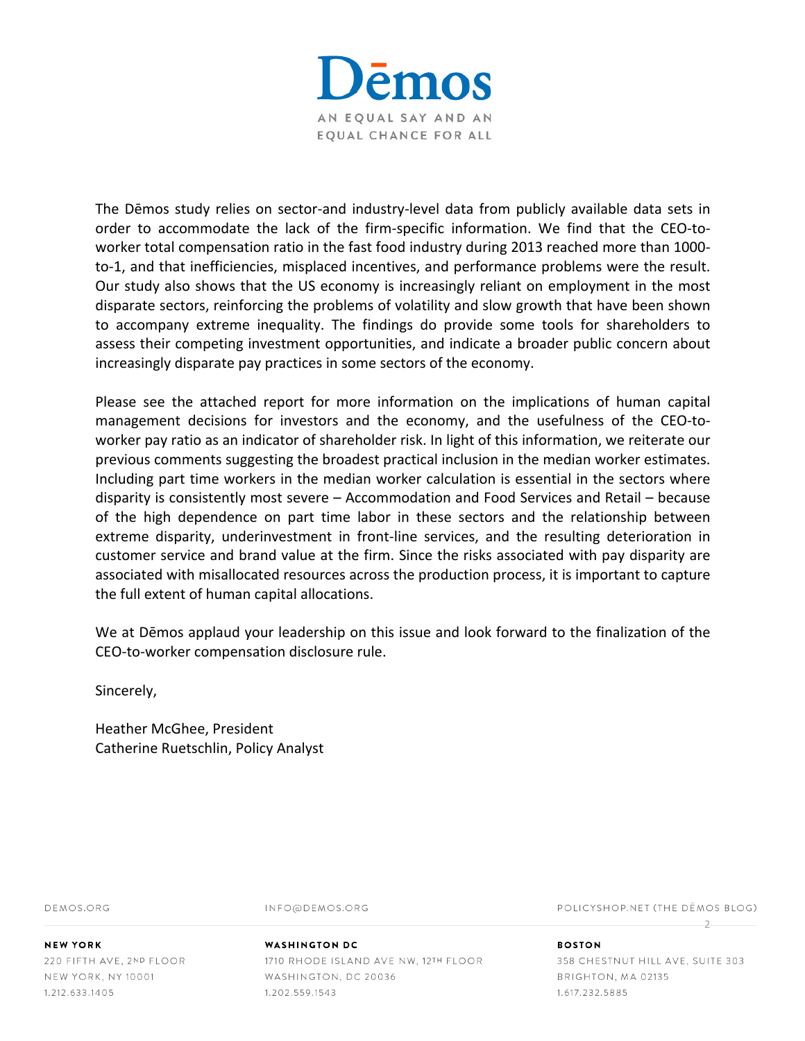The Dēmos study relies on sector-and industry-level data from publicly available data sets in order to accommodate the lack of the firm-specific information. We find that the CEO-to-worker total compensation ratio in the fast food industry during 2013 reached more than 1000-to-1, and that inefficiencies, misplaced incentives, and performance problems were the result. Our study also shows that the US economy is increasingly reliant on employment in the most disparate sectors, reinforcing the problems of volatility and slow growth that have been shown to accompany extreme inequality. The findings do provide some tools for shareholders to assess their competing investment opportunities, and indicate a broader public concern about increasingly disparate pay practices in some sectors of the economy.

Please see the attached report for more information on the implications of human capital management decisions for investors and the economy, and the usefulness of the CEO-to-worker pay ratio as an indicator of shareholder risk. In light of this information, we reiterate our previous comments suggesting the broadest practical inclusion in the median worker estimates. Including part time workers in the median worker calculation is essential in the sectors where disparity is consistently most severe – Accommodation and Food Services and Retail – because of the high dependence on part time labor in these sectors and the relationship between extreme disparity, underinvestment in front-line services, and the resulting deterioration in customer service and brand value at the firm. Since the risks associated with pay disparity are associated with misallocated resources across the production process, it is important to capture the full extent of human capital allocations.

We at Dēmos applaud your leadership on this issue and look forward to the finalization of the CEO-to-worker compensation disclosure rule.

Sincerely,

Heather McGhee, President
Catherine Ruetschlin, Policy Analyst